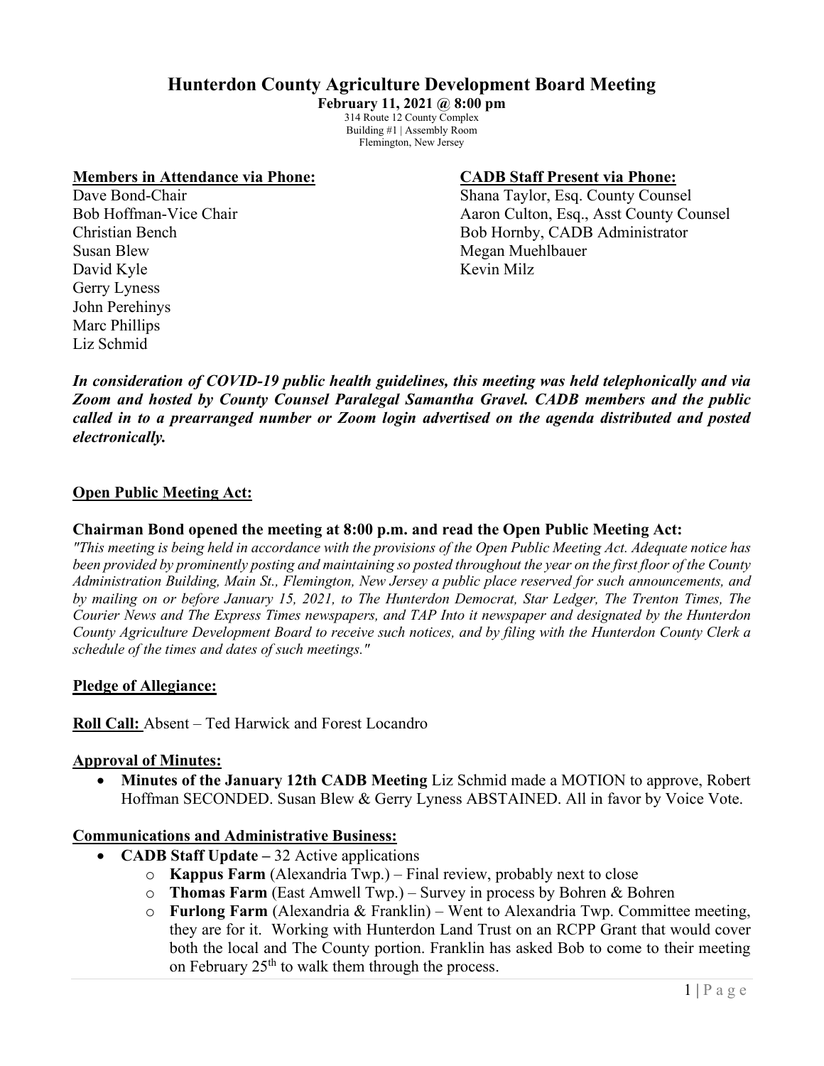# Hunterdon County Agriculture Development Board Meeting

**February 11, 2021 @ 8:00 pm**

314 Route 12 County Complex
Building #1 | Assembly Room
Flemington, New Jersey

**Members in Attendance via Phone:**

Dave Bond-Chair
Bob Hoffman-Vice Chair
Christian Bench
Susan Blew
David Kyle
Gerry Lyness
John Perehinys
Marc Phillips
Liz Schmid

**CADB Staff Present via Phone:**

Shana Taylor, Esq. County Counsel
Aaron Culton, Esq., Asst County Counsel
Bob Hornby, CADB Administrator
Megan Muehlbauer
Kevin Milz

***In consideration of COVID-19 public health guidelines, this meeting was held telephonically and via Zoom and hosted by County Counsel Paralegal Samantha Gravel. CADB members and the public called in to a prearranged number or Zoom login advertised on the agenda distributed and posted electronically.***

## Open Public Meeting Act:

**Chairman Bond opened the meeting at 8:00 p.m. and read the Open Public Meeting Act:**

*"This meeting is being held in accordance with the provisions of the Open Public Meeting Act. Adequate notice has been provided by prominently posting and maintaining so posted throughout the year on the first floor of the County Administration Building, Main St., Flemington, New Jersey a public place reserved for such announcements, and by mailing on or before January 15, 2021, to The Hunterdon Democrat, Star Ledger, The Trenton Times, The Courier News and The Express Times newspapers, and TAP Into it newspaper and designated by the Hunterdon County Agriculture Development Board to receive such notices, and by filing with the Hunterdon County Clerk a schedule of the times and dates of such meetings."*

## Pledge of Allegiance:

**Roll Call:** Absent – Ted Harwick and Forest Locandro

## Approval of Minutes:

- **Minutes of the January 12th CADB Meeting** Liz Schmid made a MOTION to approve, Robert Hoffman SECONDED. Susan Blew & Gerry Lyness ABSTAINED. All in favor by Voice Vote.

## Communications and Administrative Business:

- **CADB Staff Update –** 32 Active applications
  - **Kappus Farm** (Alexandria Twp.) – Final review, probably next to close
  - **Thomas Farm** (East Amwell Twp.) – Survey in process by Bohren & Bohren
  - **Furlong Farm** (Alexandria & Franklin) – Went to Alexandria Twp. Committee meeting, they are for it. Working with Hunterdon Land Trust on an RCPP Grant that would cover both the local and The County portion. Franklin has asked Bob to come to their meeting on February 25th to walk them through the process.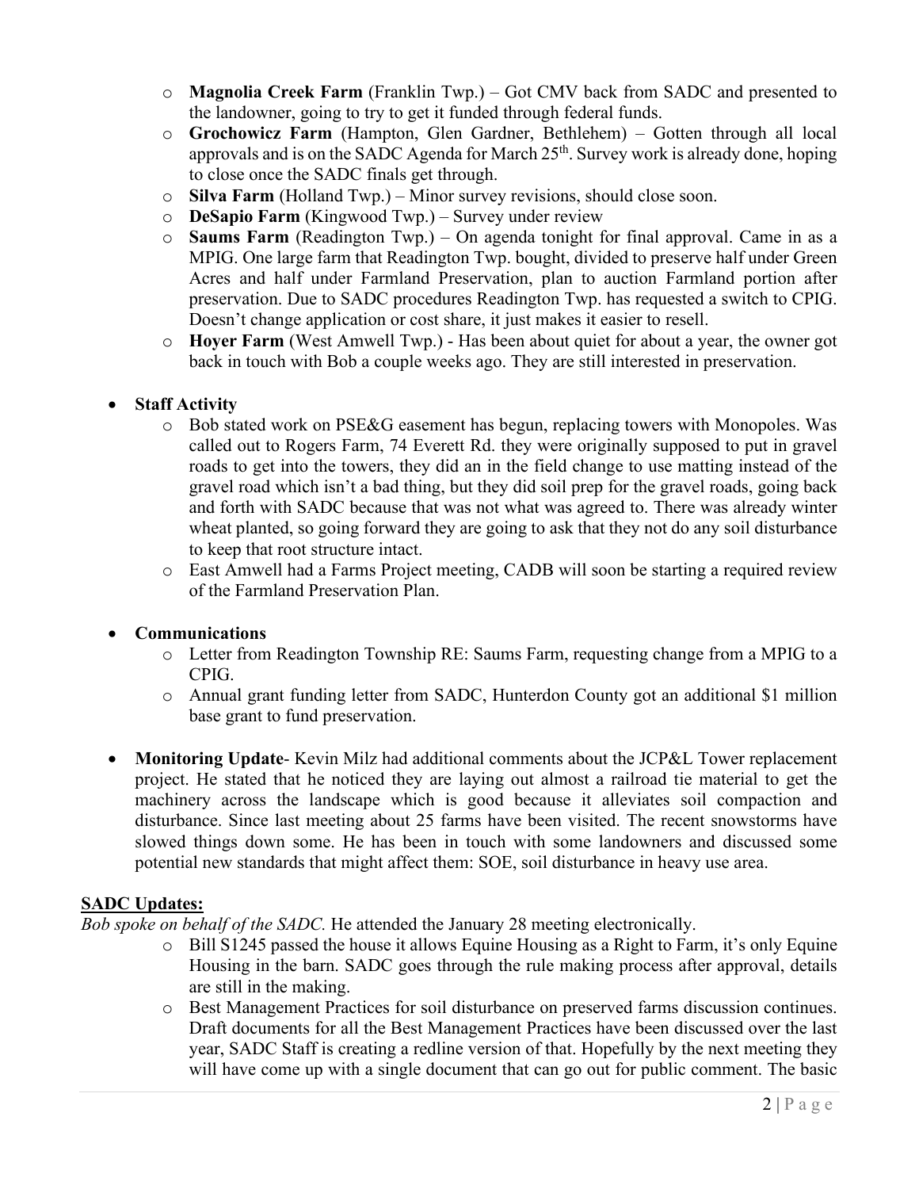- **Magnolia Creek Farm** (Franklin Twp.) – Got CMV back from SADC and presented to the landowner, going to try to get it funded through federal funds.
  - **Grochowicz Farm** (Hampton, Glen Gardner, Bethlehem) – Gotten through all local approvals and is on the SADC Agenda for March 25th. Survey work is already done, hoping to close once the SADC finals get through.
  - **Silva Farm** (Holland Twp.) – Minor survey revisions, should close soon.
  - **DeSapio Farm** (Kingwood Twp.) – Survey under review
  - **Saums Farm** (Readington Twp.) – On agenda tonight for final approval. Came in as a MPIG. One large farm that Readington Twp. bought, divided to preserve half under Green Acres and half under Farmland Preservation, plan to auction Farmland portion after preservation. Due to SADC procedures Readington Twp. has requested a switch to CPIG. Doesn't change application or cost share, it just makes it easier to resell.
  - **Hoyer Farm** (West Amwell Twp.) - Has been about quiet for about a year, the owner got back in touch with Bob a couple weeks ago. They are still interested in preservation.

- **Staff Activity**
  - Bob stated work on PSE&G easement has begun, replacing towers with Monopoles. Was called out to Rogers Farm, 74 Everett Rd. they were originally supposed to put in gravel roads to get into the towers, they did an in the field change to use matting instead of the gravel road which isn't a bad thing, but they did soil prep for the gravel roads, going back and forth with SADC because that was not what was agreed to. There was already winter wheat planted, so going forward they are going to ask that they not do any soil disturbance to keep that root structure intact.
  - East Amwell had a Farms Project meeting, CADB will soon be starting a required review of the Farmland Preservation Plan.

- **Communications**
  - Letter from Readington Township RE: Saums Farm, requesting change from a MPIG to a CPIG.
  - Annual grant funding letter from SADC, Hunterdon County got an additional $1 million base grant to fund preservation.

- **Monitoring Update**- Kevin Milz had additional comments about the JCP&L Tower replacement project. He stated that he noticed they are laying out almost a railroad tie material to get the machinery across the landscape which is good because it alleviates soil compaction and disturbance. Since last meeting about 25 farms have been visited. The recent snowstorms have slowed things down some. He has been in touch with some landowners and discussed some potential new standards that might affect them: SOE, soil disturbance in heavy use area.

**<u>SADC Updates:</u>**

*Bob spoke on behalf of the SADC.* He attended the January 28 meeting electronically.

  - Bill S1245 passed the house it allows Equine Housing as a Right to Farm, it's only Equine Housing in the barn. SADC goes through the rule making process after approval, details are still in the making.
  - Best Management Practices for soil disturbance on preserved farms discussion continues. Draft documents for all the Best Management Practices have been discussed over the last year, SADC Staff is creating a redline version of that. Hopefully by the next meeting they will have come up with a single document that can go out for public comment. The basic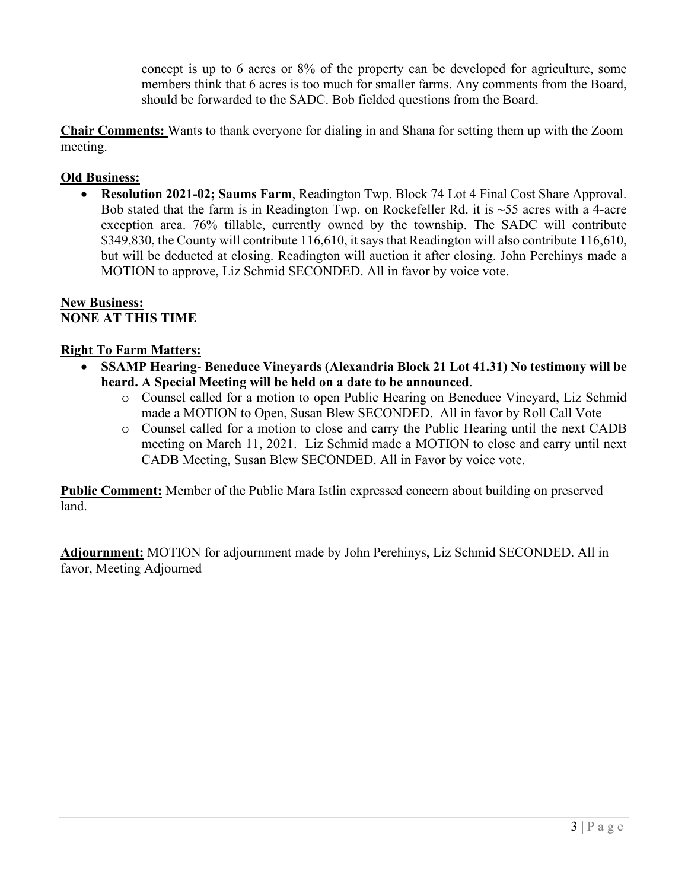concept is up to 6 acres or 8% of the property can be developed for agriculture, some members think that 6 acres is too much for smaller farms. Any comments from the Board, should be forwarded to the SADC. Bob fielded questions from the Board.

**Chair Comments:** Wants to thank everyone for dialing in and Shana for setting them up with the Zoom meeting.

**Old Business:**

- **Resolution 2021-02; Saums Farm**, Readington Twp. Block 74 Lot 4 Final Cost Share Approval. Bob stated that the farm is in Readington Twp. on Rockefeller Rd. it is ~55 acres with a 4-acre exception area. 76% tillable, currently owned by the township. The SADC will contribute $349,830, the County will contribute 116,610, it says that Readington will also contribute 116,610, but will be deducted at closing. Readington will auction it after closing. John Perehinys made a MOTION to approve, Liz Schmid SECONDED. All in favor by voice vote.

**New Business:**
**NONE AT THIS TIME**

**Right To Farm Matters:**

- **SSAMP Hearing- Beneduce Vineyards (Alexandria Block 21 Lot 41.31) No testimony will be heard. A Special Meeting will be held on a date to be announced**.
  - Counsel called for a motion to open Public Hearing on Beneduce Vineyard, Liz Schmid made a MOTION to Open, Susan Blew SECONDED. All in favor by Roll Call Vote
  - Counsel called for a motion to close and carry the Public Hearing until the next CADB meeting on March 11, 2021. Liz Schmid made a MOTION to close and carry until next CADB Meeting, Susan Blew SECONDED. All in Favor by voice vote.

**Public Comment:** Member of the Public Mara Istlin expressed concern about building on preserved land.

**Adjournment:** MOTION for adjournment made by John Perehinys, Liz Schmid SECONDED. All in favor, Meeting Adjourned